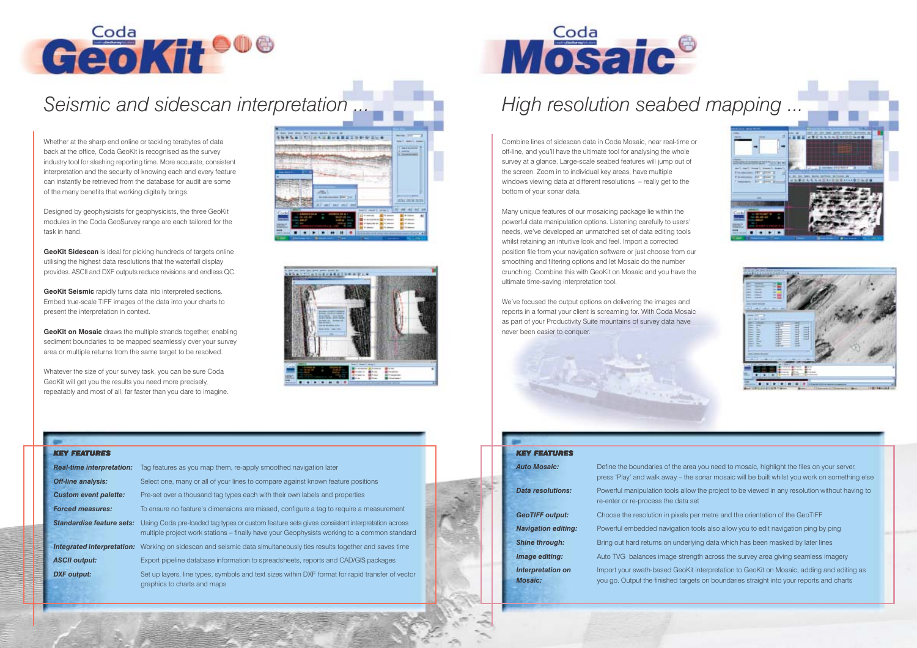# Coda GeoKit

## Seismic and sidescan interpretation ...

Whether at the sharp end online or tackling terabytes of data back at the office, Coda GeoKit is recognised as the survey industry tool for slashing reporting time. More accurate, consistent interpretation and the security of knowing each and every feature can instantly be retrieved from the database for audit are some of the many benefits that working digitally brings.

Designed by geophysicists for geophysicists, the three GeoKit modules in the Coda GeoSurvey range are each tailored for the task in hand.

**GeoKit Sidescan** is ideal for picking hundreds of targets online utilising the highest data resolutions that the waterfall display provides. ASCII and DXF outputs reduce revisions and endless QC.

**GeoKit Seismic** rapidly turns data into interpreted sections. Embed true-scale TIFF images of the data into your charts to present the interpretation in context.

**GeoKit on Mosaic** draws the multiple strands together, enabling sediment boundaries to be mapped seamlessly over your survey area or multiple returns from the same target to be resolved.

Whatever the size of your survey task, you can be sure Coda GeoKit will get you the results you need more precisely, repeatably and most of all, far faster than you dare to imagine.

### KEY FEATURES

| | |
|---|---|
| ***Real-time interpretation:*** | Tag features as you map them, re-apply smoothed navigation later |
| ***Off-line analysis:*** | Select one, many or all of your lines to compare against known feature positions |
| ***Custom event palette:*** | Pre-set over a thousand tag types each with their own labels and properties |
| ***Forced measures:*** | To ensure no feature's dimensions are missed, configure a tag to require a measurement |
| ***Standardise feature sets:*** | Using Coda pre-loaded tag types or custom feature sets gives consistent interpretation across multiple project work stations – finally have your Geophysists working to a common standard |
| ***Integrated interpretation:*** | Working on sidescan and seismic data simultaneously ties results together and saves time |
| ***ASCII output:*** | Export pipeline database information to spreadsheets, reports and CAD/GIS packages |
| ***DXF output:*** | Set up layers, line types, symbols and text sizes within DXF format for rapid transfer of vector graphics to charts and maps |

# Coda Mosaic

## High resolution seabed mapping ...

Combine lines of sidescan data in Coda Mosaic, near real-time or off-line, and you'll have the ultimate tool for analysing the whole survey at a glance. Large-scale seabed features will jump out of the screen. Zoom in to individual key areas, have multiple windows viewing data at different resolutions – really get to the bottom of your sonar data.

Many unique features of our mosaicing package lie within the powerful data manipulation options. Listening carefully to users' needs, we've developed an unmatched set of data editing tools whilst retaining an intuitive look and feel. Import a corrected position file from your navigation software or just choose from our smoothing and filtering options and let Mosaic do the number crunching. Combine this with GeoKit on Mosaic and you have the ultimate time-saving interpretation tool.

We've focused the output options on delivering the images and reports in a format your client is screaming for. With Coda Mosaic as part of your Productivity Suite mountains of survey data have never been easier to conquer.

### KEY FEATURES

| | |
|---|---|
| ***Auto Mosaic:*** | Define the boundaries of the area you need to mosaic, highlight the files on your server, press 'Play' and walk away – the sonar mosaic will be built whilst you work on something else |
| ***Data resolutions:*** | Powerful manipulation tools allow the project to be viewed in any resolution without having to re-enter or re-process the data set |
| ***GeoTIFF output:*** | Choose the resolution in pixels per metre and the orientation of the GeoTIFF |
| ***Navigation editing:*** | Powerful embedded navigation tools also allow you to edit navigation ping by ping |
| ***Shine through:*** | Bring out hard returns on underlying data which has been masked by later lines |
| ***Image editing:*** | Auto TVG balances image strength across the survey area giving seamless imagery |
| ***Interpretation on Mosaic:*** | Import your swath-based GeoKit interpretation to GeoKit on Mosaic, adding and editing as you go. Output the finished targets on boundaries straight into your reports and charts |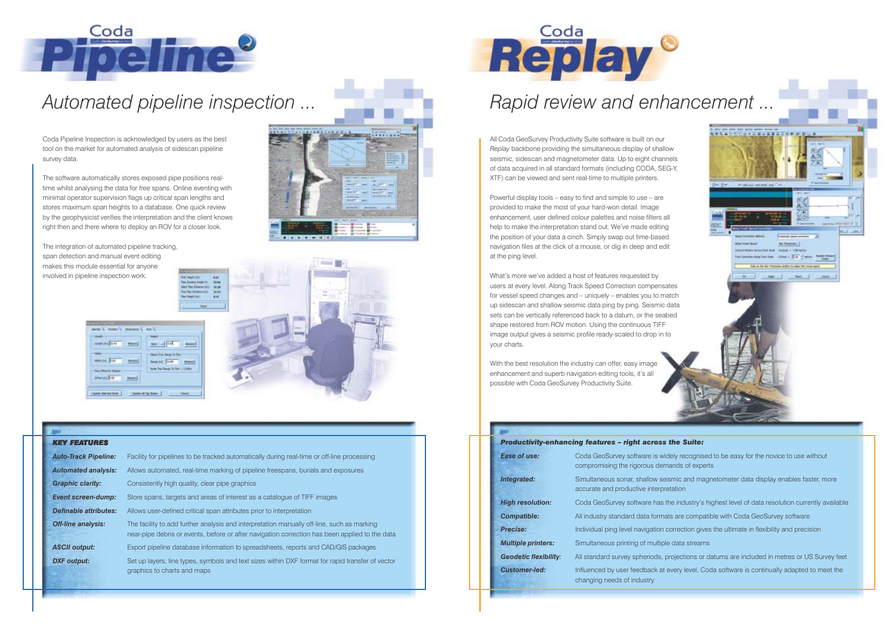# Coda Pipeline

## Automated pipeline inspection ...

Coda Pipeline Inspection is acknowledged by users as the best tool on the market for automated analysis of sidescan pipeline survey data.

The software automatically stores exposed pipe positions real-time whilst analysing the data for free spans. Online eventing with minimal operator supervision flags up critical span lengths and stores maximum span heights to a database. One quick review by the geophysicist verifies the interpretation and the client knows right then and there where to deploy an ROV for a closer look.

The integration of automated pipeline tracking, span detection and manual event editing makes this module essential for anyone involved in pipeline inspection work.

### KEY FEATURES

| | |
|---|---|
| ***Auto-Track Pipeline:*** | Facility for pipelines to be tracked automatically during real-time or off-line processing |
| ***Automated analysis:*** | Allows automated, real-time marking of pipeline freespans, burials and exposures |
| ***Graphic clarity:*** | Consistently high quality, clear pipe graphics |
| ***Event screen-dump:*** | Store spans, targets and areas of interest as a catalogue of TIFF images |
| ***Definable attributes:*** | Allows user-defined critical span attributes prior to interpretation |
| ***Off-line analysis:*** | The facility to add further analysis and interpretation manually off-line, such as marking near-pipe debris or events, before or after navigation correction has been applied to the data |
| ***ASCII output:*** | Export pipeline database information to spreadsheets, reports and CAD/GIS packages |
| ***DXF output:*** | Set up layers, line types, symbols and text sizes within DXF format for rapid transfer of vector graphics to charts and maps |

# Coda Replay

## Rapid review and enhancement ...

All Coda GeoSurvey Productivity Suite software is built on our *Replay* backbone providing the simultaneous display of shallow seismic, sidescan and magnetometer data. Up to eight channels of data acquired in all standard formats (including CODA, SEG-Y, XTF) can be viewed and sent real-time to multiple printers.

Powerful display tools – easy to find and simple to use – are provided to make the most of your hard-won detail. Image enhancement, user defined colour palettes and noise filters all help to make the interpretation stand out. We've made editing the position of your data a cinch. Simply swap out time-based navigation files at the click of a mouse, or dig in deep and edit at the ping level.

What's more we've added a host of features requested by users at every level. Along Track Speed Correction compensates for vessel speed changes and – uniquely – enables you to match up sidescan and shallow seismic data ping by ping. Seismic data sets can be vertically referenced back to a datum, or the seabed shape restored from ROV motion. Using the continuous TIFF image output gives a seismic profile ready-scaled to drop in to your charts.

With the best resolution the industry can offer, easy image enhancement and superb navigation editing tools, it's all possible with Coda GeoSurvey Productivity Suite.

### *Productivity-enhancing features – right across the Suite:*

| | |
|---|---|
| ***Ease of use:*** | Coda GeoSurvey software is widely recognised to be easy for the novice to use without compromising the rigorous demands of experts |
| ***Integrated:*** | Simultaneous sonar, shallow seismic and magnetometer data display enables faster, more accurate and productive interpretation |
| ***High resolution:*** | Coda GeoSurvey software has the industry's highest level of data resolution currently available |
| ***Compatible:*** | All industry standard data formats are compatible with Coda GeoSurvey software |
| ***Precise:*** | Individual ping level navigation correction gives the ultimate in flexibility and precision |
| ***Multiple printers:*** | Simultaneous printing of multiple data streams |
| ***Geodetic flexibility:*** | All standard survey spheroids, projections or datums are included in metres or US Survey feet |
| ***Customer-led:*** | Influenced by user feedback at every level, Coda software is continually adapted to meet the changing needs of industry |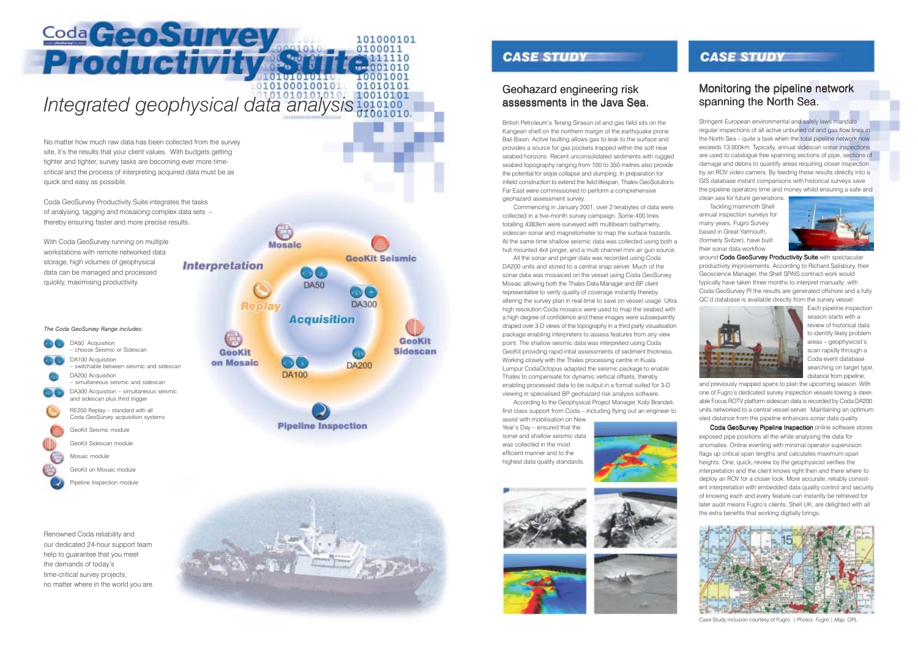# Coda GeoSurvey Productivity Suite

## Integrated geophysical data analysis

No matter how much raw data has been collected from the survey site, it's the results that your client values. With budgets getting tighter and tighter, survey tasks are becoming ever more time-critical and the process of interpreting acquired data must be as quick and easy as possible.

Coda GeoSurvey Productivity Suite integrates the tasks of analysing, tagging and mosaicing complex data sets – thereby ensuring faster and more precise results.

With Coda GeoSurvey running on multiple workstations with remote networked data storage, huge volumes of geophysical data can be managed and processed quickly, maximising productivity.

*The Coda GeoSurvey Range includes:*

- DA50 Acquisition – choose Seismic or Sidescan
- DA100 Acquisition – switchable between seismic and sidescan
- DA200 Acquisition – simultaneous seismic and sidescan
- DA300 Acquisition – simultaneous seismic and sidescan plus third trigger
- RE200 Replay – standard with all Coda GeoSurvey acquisition systems
- GeoKit Seismic module
- GeoKit Sidescan module
- Mosaic module
- GeoKit on Mosaic module
- Pipeline Inspection module

Mosaic
Interpretation
GeoKit Seismic
DA50
DA300
Replay
Acquisition
GeoKit Sidescan
GeoKit on Mosaic
DA100
DA200
Pipeline Inspection

Renowned Coda reliability and our dedicated 24-hour support team help to guarantee that you meet the demands of today's time-critical survey projects, no matter where in the world you are.

## CASE STUDY

### Geohazard engineering risk assessments in the Java Sea.

British Petroleum's Terang Sirasun oil and gas field sits on the Kangean shelf on the northern margin of the earthquake prone Bali Basin. Active faulting allows gas to leak to the surface and provides a source for gas pockets trapped within the soft near seabed horizons. Recent unconsolidated sediments with rugged seabed topography ranging from 100 to 350 metres also provide the potential for slope collapse and slumping. In preparation for infield construction to extend the field lifespan, Thales GeoSolutions Far East were commissioned to perform a comprehensive geohazard assessment survey.

Commencing in January 2001, over 2 terabytes of data were collected in a five-month survey campaign. Some 400 lines totalling 4383km were surveyed with multibeam bathymetry, sidescan sonar and magnetometer to map the surface hazards. At the same time shallow seismic data was collected using both a hull mounted 4x4 pinger, and a multi channel mini air gun source.

All the sonar and pinger data was recorded using Coda DA200 units and stored to a central snap server. Much of the sonar data was mosaiced on the vessel using Coda GeoSurvey Mosaic allowing both the Thales Data Manager and BP client representative to verify quality of coverage instantly thereby altering the survey plan in real-time to save on vessel usage. Ultra high resolution Coda mosaics were used to map the seabed with a high degree of confidence and these images were subsequently draped over 3-D views of the topography in a third party visualisation package enabling interpreters to assess features from any view point. The shallow seismic data was interpreted using Coda GeoKit providing rapid intial assessments of sediment thickness. Working closely with the Thales processing centre in Kuala Lumpur CodaOctopus adapted the siesmic package to enable Thales to compensate for dynamic vertical offsets, thereby enabling processed data to be output in a format suited for 3-D viewing in specialised BP geohazard risk analysis software.

According to the Geophysical Project Manager, Kobi Brandeli, first class support from Coda – including flying out an engineer to assist with mobilisation on New Year's Day – ensured that the sonar and shallow seismic data was collected in the most efficient manner and to the highest data quality standards.

## CASE STUDY

### Monitoring the pipeline network spanning the North Sea.

Stringent European environmental and safely laws mandate regular inspections of all active unburied oil and gas flow lines in the North Sea – quite a task when the total pipeline network now exceeds 13,000km. Typically, annual sidescan sonar inspections are used to catalogue free spanning sections of pipe, sections of damage and debris to quantify areas requiring closer inspection by an ROV video camera. By feeding these results directly into a GIS database instant comparisons with historical surveys save the pipeline operators time and money whilst ensuring a safe and clean sea for future generations.

Tackling mammoth Shell annual inspection surveys for many years, Fugro Survey based in Great Yarmouth, (formerly Svitzer), have built their sonar data workflow around **Coda GeoSurvey Productivity Suite** with spectacular productivity improvements. According to Richard Salisbury, their Geoscience Manager, the Shell SPAIS contract work would typically have taken three months to interpret manually: with Coda GeoSurvey PI the results are generated offshore and a fully QC'd database is available directly from the survey vessel.

Each pipeline inspection season starts with a review of historical data to identify likely problem areas – geophysicist's scan rapidly through a Coda event database searching on target type, distance from pipeline, and previously mapped spans to plan the upcoming season. With one of Fugro's dedicated survey inspection vessels towing a steerable Focus ROTV platform sidescan data is recorded by Coda DA200 units networked to a central vessel server. Maintaining an optimum sled distance from the pipeline enhances sonar data quality.

**Coda GeoSurvey Pipeline Inspection** online software stores exposed pipe positions all the while analysing the data for anomalies. Online eventing with minimal operator supervision flags up critical span lengths and calculates maximum span heights. One, quick, review by the geophysicist verifies the interpretation and the client knows right then and there where to deploy an ROV for a closer look. More accurate, reliably consistent interpretation with embedded data quality control and security of knowing each and every feature can instantly be retrieved for later audit means Fugro's clients, Shell UK, are delighted with all the extra benefits that working digitally brings.

Case Study inclusion courtesy of Fugro | *Photos: Fugro* | *Map: OPL*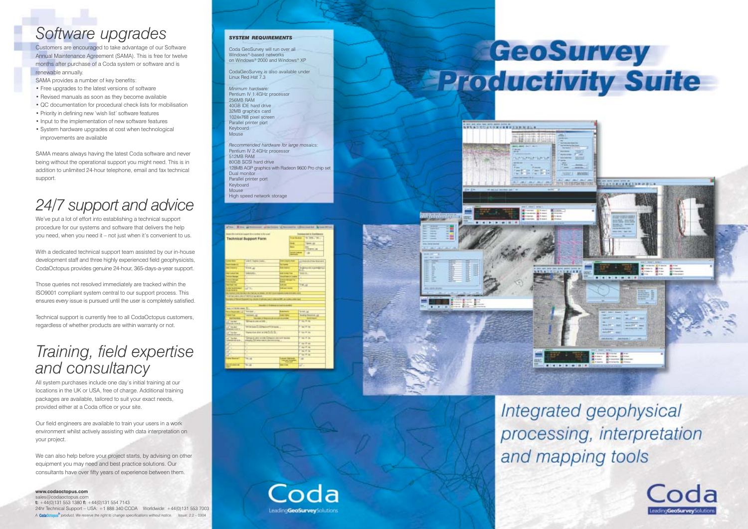# Software upgrades

Customers are encouraged to take advantage of our Software Annual Maintenance Agreement (SAMA). This is free for twelve months after purchase of a Coda system or software and is renewable annually.

SAMA provides a number of key benefits:

- Free upgrades to the latest versions of software
- Revised manuals as soon as they become available
- QC documentation for procedural check lists for mobilisation
- Priority in defining new 'wish list' software features
- Input to the implementation of new software features
- System hardware upgrades at cost when technological improvements are available

SAMA means always having the latest Coda software and never being without the operational support you might need. This is in addition to unlimited 24-hour telephone, email and fax technical support.

# 24/7 support and advice

We've put a lot of effort into establishing a technical support procedure for our systems and software that delivers the help you need, when you need it – not just when it's convenient to us.

With a dedicated technical support team assisted by our in-house development staff and three highly experienced field geophysicists, CodaOctopus provides genuine 24-hour, 365-days-a-year support.

Those queries not resolved immediately are tracked within the ISO9001 compliant system central to our support process. This ensures *every* issue is pursued until the user is completely satisfied.

Technical support is currently free to all CodaOctopus customers, regardless of whether products are within warranty or not.

# Training, field expertise and consultancy

All system purchases include one day's initial training at our locations in the UK or USA, free of charge. Additional training packages are available, tailored to suit your exact needs, provided either at a Coda office or your site.

Our field engineers are available to train your users in a work environment whilst actively assisting with data interpretation on your project.

We can also help before your project starts, by advising on other equipment you may need and best practice solutions. Our consultants have over fifty years of experience between them.

**www.codaoctopus.com**
sales@codaoctopus.com
**t:** +44(0)131 553 1380 **f:** +44(0)131 554 7143
24hr Technical Support – USA: +1 888 340 CODA Worldwide: +44(0)131 553 7003
*A CodaOctopus® product. We reserve the right to change specifications without notice.* Issue: 2.2 – 0304

***SYSTEM REQUIREMENTS***

Coda GeoSurvey will run over all Windows®-based networks on Windows® 2000 and Windows® XP

CodaGeoSurvey is also available under Linux Red Hat 7.3

*Minimum hardware:*
Pentium IV 1.4GHz processor
256MB RAM
40GB IDE hard drive
32MB graphics card
1024x768 pixel screen
Parallel printer port
Keyboard
Mouse

*Recommended hardware for large mosaics:*
Pentium IV 2.4GHz processor
512MB RAM
80GB SCSI hard drive
128MB AGP graphics with Radeon 9600 Pro chip set
Dual monitor
Parallel printer port
Keyboard
Mouse
High speed network storage

Coda
Leading**GeoSurvey**Solutions

# GeoSurvey Productivity Suite

*Integrated geophysical processing, interpretation and mapping tools*

Coda
Leading**GeoSurvey**Solutions